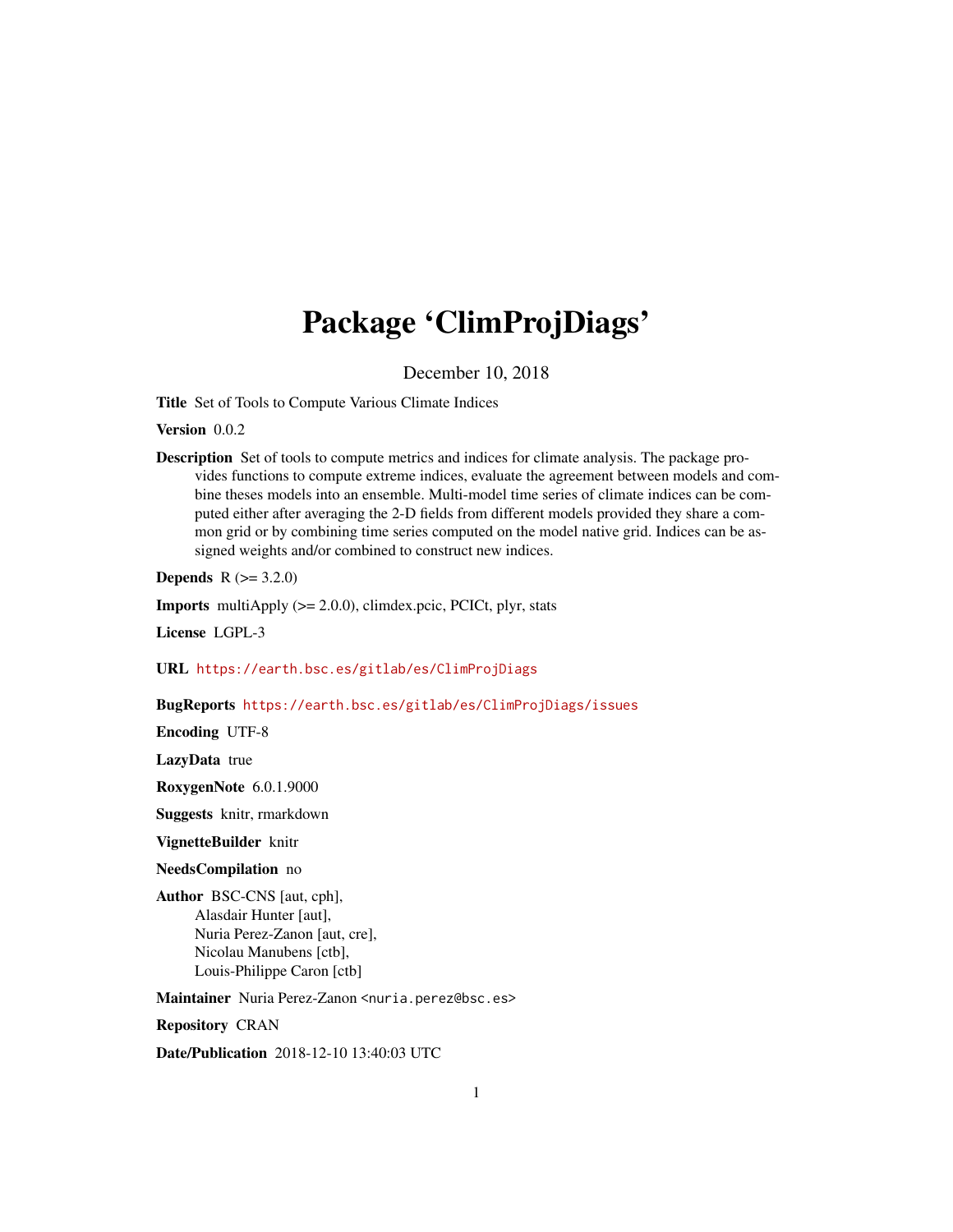# Package 'ClimProjDiags'

December 10, 2018

**Title** Set of Tools to Compute Various Climate Indices

**Version** 0.0.2

**Description** Set of tools to compute metrics and indices for climate analysis. The package provides functions to compute extreme indices, evaluate the agreement between models and combine theses models into an ensemble. Multi-model time series of climate indices can be computed either after averaging the 2-D fields from different models provided they share a common grid or by combining time series computed on the model native grid. Indices can be assigned weights and/or combined to construct new indices.

**Depends** R (>= 3.2.0)

**Imports** multiApply (>= 2.0.0), climdex.pcic, PCICt, plyr, stats

**License** LGPL-3

**URL** https://earth.bsc.es/gitlab/es/ClimProjDiags

**BugReports** https://earth.bsc.es/gitlab/es/ClimProjDiags/issues

**Encoding** UTF-8

**LazyData** true

**RoxygenNote** 6.0.1.9000

**Suggests** knitr, rmarkdown

**VignetteBuilder** knitr

**NeedsCompilation** no

**Author** BSC-CNS [aut, cph],
Alasdair Hunter [aut],
Nuria Perez-Zanon [aut, cre],
Nicolau Manubens [ctb],
Louis-Philippe Caron [ctb]

**Maintainer** Nuria Perez-Zanon <nuria.perez@bsc.es>

**Repository** CRAN

**Date/Publication** 2018-12-10 13:40:03 UTC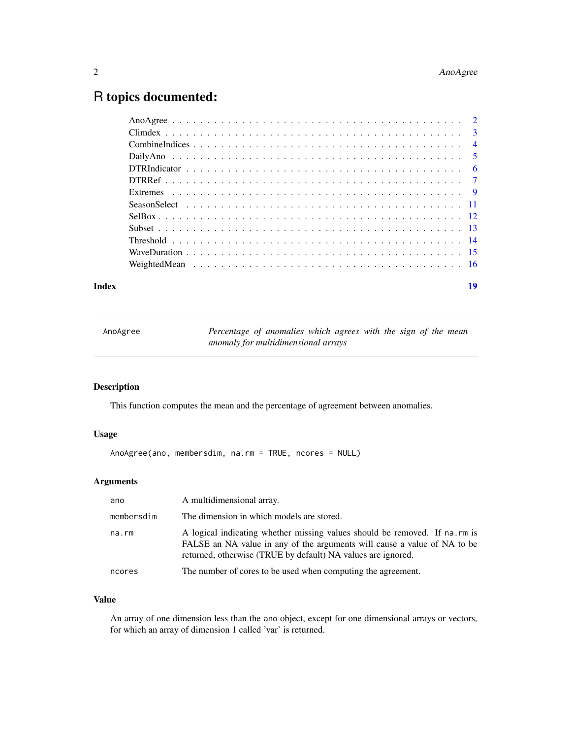# R topics documented:

AnoAgree . . . . . . . . . . . . . . . . . . . . . . . . . . . . . . . . . . . . . . . . 2
Climdex . . . . . . . . . . . . . . . . . . . . . . . . . . . . . . . . . . . . . . . . 3
CombineIndices . . . . . . . . . . . . . . . . . . . . . . . . . . . . . . . . . . . . . 4
DailyAno . . . . . . . . . . . . . . . . . . . . . . . . . . . . . . . . . . . . . . . . 5
DTRIndicator . . . . . . . . . . . . . . . . . . . . . . . . . . . . . . . . . . . . . . 6
DTRRef . . . . . . . . . . . . . . . . . . . . . . . . . . . . . . . . . . . . . . . . 7
Extremes . . . . . . . . . . . . . . . . . . . . . . . . . . . . . . . . . . . . . . . 9
SeasonSelect . . . . . . . . . . . . . . . . . . . . . . . . . . . . . . . . . . . . . 11
SelBox . . . . . . . . . . . . . . . . . . . . . . . . . . . . . . . . . . . . . . . . 12
Subset . . . . . . . . . . . . . . . . . . . . . . . . . . . . . . . . . . . . . . . . 13
Threshold . . . . . . . . . . . . . . . . . . . . . . . . . . . . . . . . . . . . . . . 14
WaveDuration . . . . . . . . . . . . . . . . . . . . . . . . . . . . . . . . . . . . . 15
WeightedMean . . . . . . . . . . . . . . . . . . . . . . . . . . . . . . . . . . . . 16

**Index** **19**

---

`AnoAgree` *Percentage of anomalies which agrees with the sign of the mean anomaly for multidimensional arrays*

---

### Description

This function computes the mean and the percentage of agreement between anomalies.

### Usage

```
AnoAgree(ano, membersdim, na.rm = TRUE, ncores = NULL)
```

### Arguments

| | |
|---|---|
| `ano` | A multidimensional array. |
| `membersdim` | The dimension in which models are stored. |
| `na.rm` | A logical indicating whether missing values should be removed. If `na.rm` is FALSE an NA value in any of the arguments will cause a value of NA to be returned, otherwise (TRUE by default) NA values are ignored. |
| `ncores` | The number of cores to be used when computing the agreement. |

### Value

An array of one dimension less than the `ano` object, except for one dimensional arrays or vectors, for which an array of dimension 1 called 'var' is returned.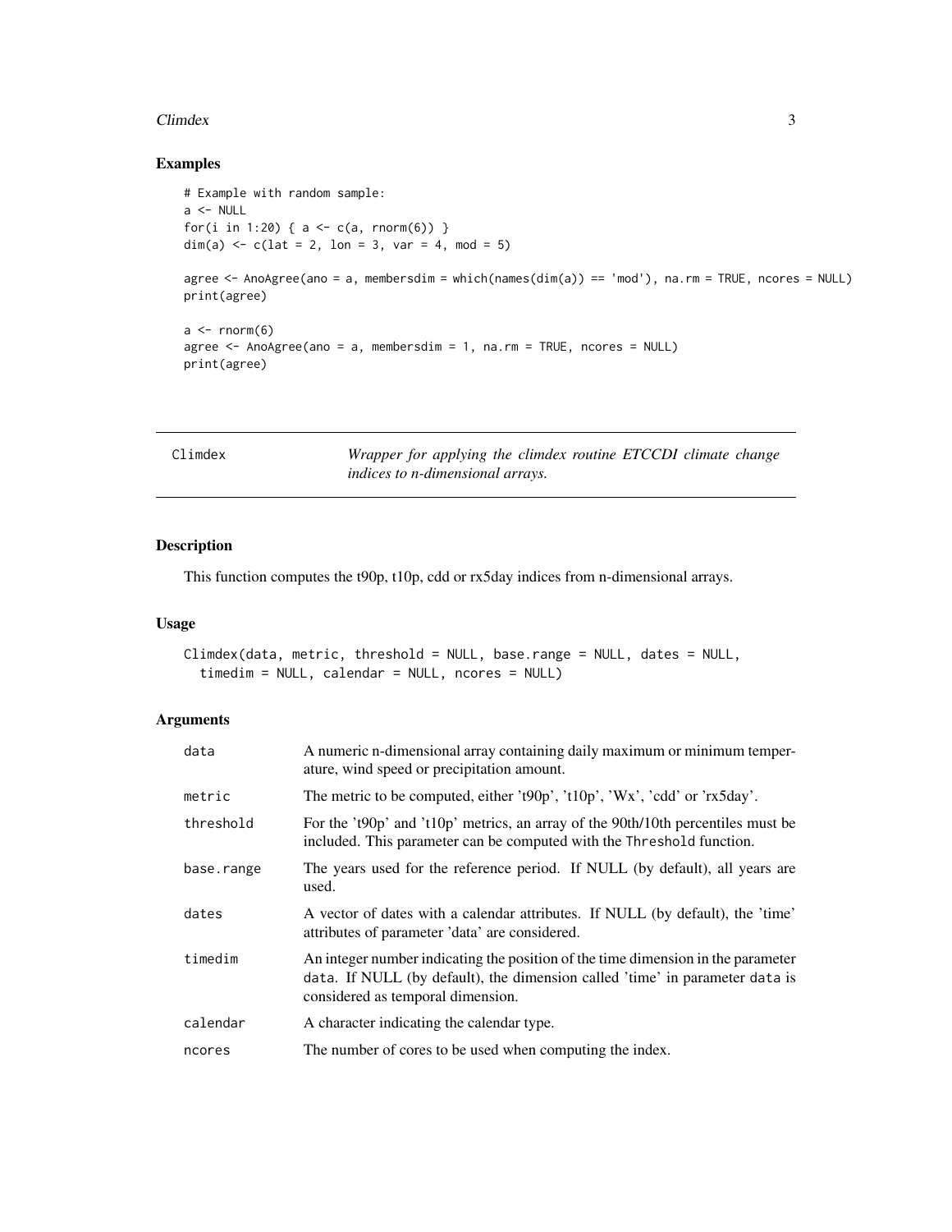## Examples

```
# Example with random sample:
a <- NULL
for(i in 1:20) { a <- c(a, rnorm(6)) }
dim(a) <- c(lat = 2, lon = 3, var = 4, mod = 5)

agree <- AnoAgree(ano = a, membersdim = which(names(dim(a)) == 'mod'), na.rm = TRUE, ncores = NULL)
print(agree)

a <- rnorm(6)
agree <- AnoAgree(ano = a, membersdim = 1, na.rm = TRUE, ncores = NULL)
print(agree)
```

---

# Climdex

*Wrapper for applying the climdex routine ETCCDI climate change indices to n-dimensional arrays.*

---

## Description

This function computes the t90p, t10p, cdd or rx5day indices from n-dimensional arrays.

## Usage

```
Climdex(data, metric, threshold = NULL, base.range = NULL, dates = NULL,
  timedim = NULL, calendar = NULL, ncores = NULL)
```

## Arguments

| | |
|---|---|
| `data` | A numeric n-dimensional array containing daily maximum or minimum temperature, wind speed or precipitation amount. |
| `metric` | The metric to be computed, either 't90p', 't10p', 'Wx', 'cdd' or 'rx5day'. |
| `threshold` | For the 't90p' and 't10p' metrics, an array of the 90th/10th percentiles must be included. This parameter can be computed with the `Threshold` function. |
| `base.range` | The years used for the reference period. If NULL (by default), all years are used. |
| `dates` | A vector of dates with a calendar attributes. If NULL (by default), the 'time' attributes of parameter 'data' are considered. |
| `timedim` | An integer number indicating the position of the time dimension in the parameter `data`. If NULL (by default), the dimension called 'time' in parameter `data` is considered as temporal dimension. |
| `calendar` | A character indicating the calendar type. |
| `ncores` | The number of cores to be used when computing the index. |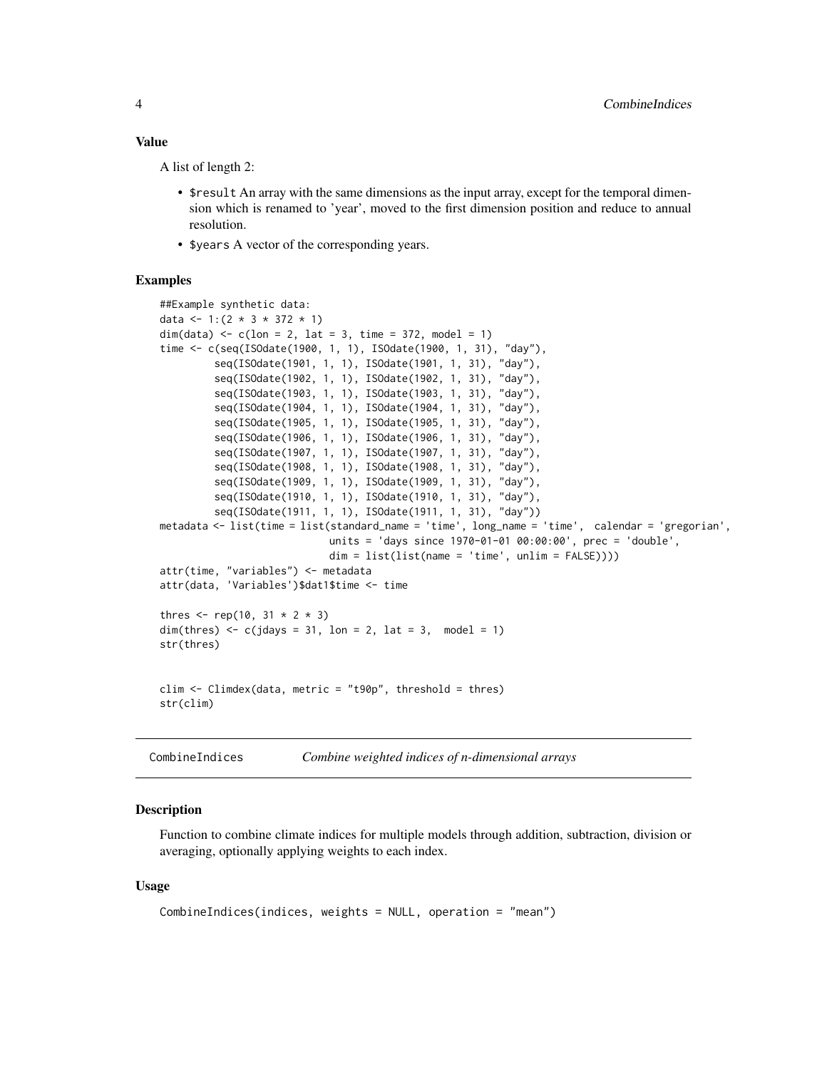### Value

A list of length 2:

- `$result` An array with the same dimensions as the input array, except for the temporal dimension which is renamed to 'year', moved to the first dimension position and reduce to annual resolution.
- `$years` A vector of the corresponding years.

### Examples

```
##Example synthetic data:
data <- 1:(2 * 3 * 372 * 1)
dim(data) <- c(lon = 2, lat = 3, time = 372, model = 1)
time <- c(seq(ISOdate(1900, 1, 1), ISOdate(1900, 1, 31), "day"),
          seq(ISOdate(1901, 1, 1), ISOdate(1901, 1, 31), "day"),
          seq(ISOdate(1902, 1, 1), ISOdate(1902, 1, 31), "day"),
          seq(ISOdate(1903, 1, 1), ISOdate(1903, 1, 31), "day"),
          seq(ISOdate(1904, 1, 1), ISOdate(1904, 1, 31), "day"),
          seq(ISOdate(1905, 1, 1), ISOdate(1905, 1, 31), "day"),
          seq(ISOdate(1906, 1, 1), ISOdate(1906, 1, 31), "day"),
          seq(ISOdate(1907, 1, 1), ISOdate(1907, 1, 31), "day"),
          seq(ISOdate(1908, 1, 1), ISOdate(1908, 1, 31), "day"),
          seq(ISOdate(1909, 1, 1), ISOdate(1909, 1, 31), "day"),
          seq(ISOdate(1910, 1, 1), ISOdate(1910, 1, 31), "day"),
          seq(ISOdate(1911, 1, 1), ISOdate(1911, 1, 31), "day"))
metadata <- list(time = list(standard_name = 'time', long_name = 'time',  calendar = 'gregorian',
                             units = 'days since 1970-01-01 00:00:00', prec = 'double',
                             dim = list(list(name = 'time', unlim = FALSE))))
attr(time, "variables") <- metadata
attr(data, 'Variables')$dat1$time <- time

thres <- rep(10, 31 * 2 * 3)
dim(thres) <- c(jdays = 31, lon = 2, lat = 3,  model = 1)
str(thres)


clim <- Climdex(data, metric = "t90p", threshold = thres)
str(clim)
```

## CombineIndices    *Combine weighted indices of n-dimensional arrays*

### Description

Function to combine climate indices for multiple models through addition, subtraction, division or averaging, optionally applying weights to each index.

### Usage

```
CombineIndices(indices, weights = NULL, operation = "mean")
```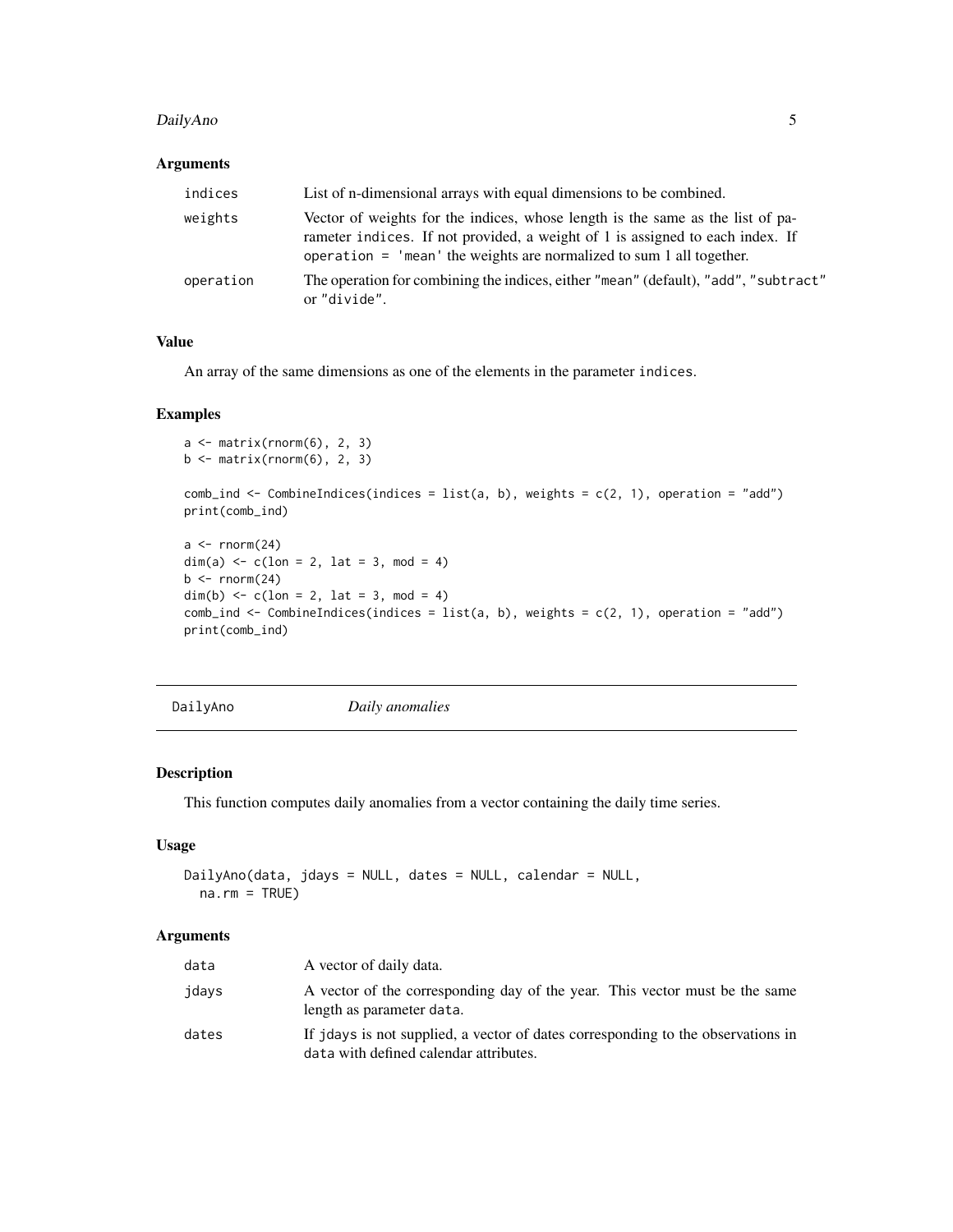### Arguments

| | |
|---|---|
| indices | List of n-dimensional arrays with equal dimensions to be combined. |
| weights | Vector of weights for the indices, whose length is the same as the list of parameter indices. If not provided, a weight of 1 is assigned to each index. If operation = 'mean' the weights are normalized to sum 1 all together. |
| operation | The operation for combining the indices, either "mean" (default), "add", "subtract" or "divide". |

### Value

An array of the same dimensions as one of the elements in the parameter indices.

### Examples

```
a <- matrix(rnorm(6), 2, 3)
b <- matrix(rnorm(6), 2, 3)

comb_ind <- CombineIndices(indices = list(a, b), weights = c(2, 1), operation = "add")
print(comb_ind)

a <- rnorm(24)
dim(a) <- c(lon = 2, lat = 3, mod = 4)
b <- rnorm(24)
dim(b) <- c(lon = 2, lat = 3, mod = 4)
comb_ind <- CombineIndices(indices = list(a, b), weights = c(2, 1), operation = "add")
print(comb_ind)
```

---

## DailyAno *Daily anomalies*

### Description

This function computes daily anomalies from a vector containing the daily time series.

### Usage

```
DailyAno(data, jdays = NULL, dates = NULL, calendar = NULL,
  na.rm = TRUE)
```

### Arguments

| | |
|---|---|
| data | A vector of daily data. |
| jdays | A vector of the corresponding day of the year. This vector must be the same length as parameter data. |
| dates | If jdays is not supplied, a vector of dates corresponding to the observations in data with defined calendar attributes. |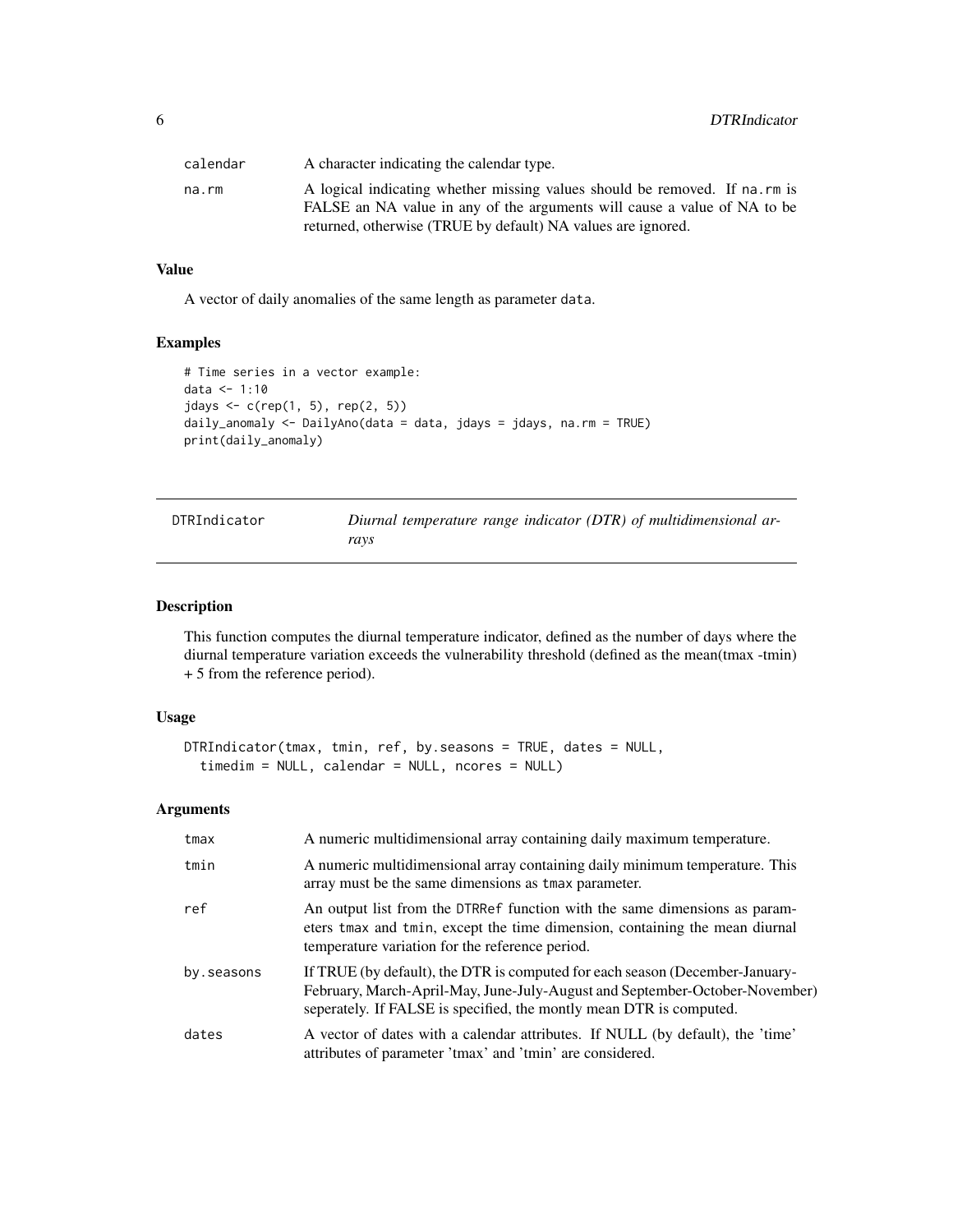| | |
|---|---|
| calendar | A character indicating the calendar type. |
| na.rm | A logical indicating whether missing values should be removed. If na.rm is FALSE an NA value in any of the arguments will cause a value of NA to be returned, otherwise (TRUE by default) NA values are ignored. |

### Value

A vector of daily anomalies of the same length as parameter data.

### Examples

```
# Time series in a vector example:
data <- 1:10
jdays <- c(rep(1, 5), rep(2, 5))
daily_anomaly <- DailyAno(data = data, jdays = jdays, na.rm = TRUE)
print(daily_anomaly)
```

---

## DTRIndicator — *Diurnal temperature range indicator (DTR) of multidimensional arrays*

### Description

This function computes the diurnal temperature indicator, defined as the number of days where the diurnal temperature variation exceeds the vulnerability threshold (defined as the mean(tmax -tmin) + 5 from the reference period).

### Usage

```
DTRIndicator(tmax, tmin, ref, by.seasons = TRUE, dates = NULL,
  timedim = NULL, calendar = NULL, ncores = NULL)
```

### Arguments

| | |
|---|---|
| tmax | A numeric multidimensional array containing daily maximum temperature. |
| tmin | A numeric multidimensional array containing daily minimum temperature. This array must be the same dimensions as tmax parameter. |
| ref | An output list from the DTRRef function with the same dimensions as parameters tmax and tmin, except the time dimension, containing the mean diurnal temperature variation for the reference period. |
| by.seasons | If TRUE (by default), the DTR is computed for each season (December-January-February, March-April-May, June-July-August and September-October-November) seperately. If FALSE is specified, the montly mean DTR is computed. |
| dates | A vector of dates with a calendar attributes. If NULL (by default), the 'time' attributes of parameter 'tmax' and 'tmin' are considered. |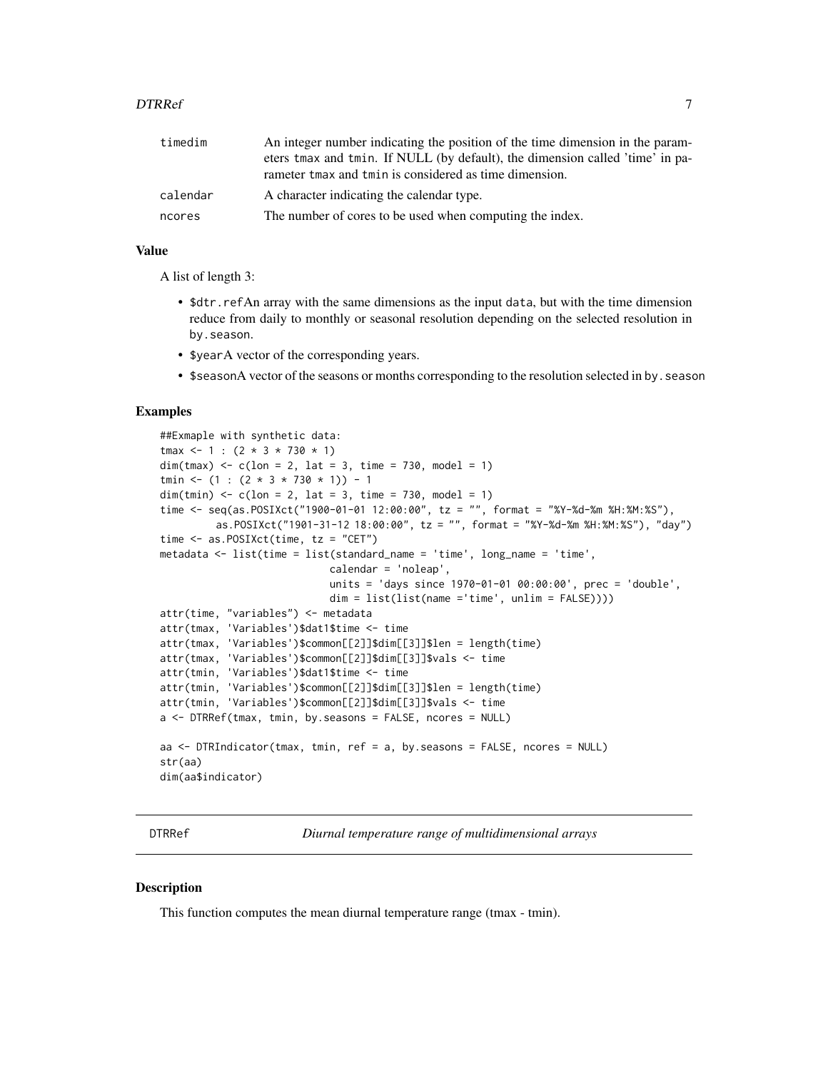| | |
|---|---|
| timedim | An integer number indicating the position of the time dimension in the parameters tmax and tmin. If NULL (by default), the dimension called 'time' in parameter tmax and tmin is considered as time dimension. |
| calendar | A character indicating the calendar type. |
| ncores | The number of cores to be used when computing the index. |

### Value

A list of length 3:

- $dtr.refAn array with the same dimensions as the input data, but with the time dimension reduce from daily to monthly or seasonal resolution depending on the selected resolution in by.season.
- $yearA vector of the corresponding years.
- $seasonA vector of the seasons or months corresponding to the resolution selected in by.season

### Examples

```
##Exmaple with synthetic data:
tmax <- 1 : (2 * 3 * 730 * 1)
dim(tmax) <- c(lon = 2, lat = 3, time = 730, model = 1)
tmin <- (1 : (2 * 3 * 730 * 1)) - 1
dim(tmin) <- c(lon = 2, lat = 3, time = 730, model = 1)
time <- seq(as.POSIXct("1900-01-01 12:00:00", tz = "", format = "%Y-%d-%m %H:%M:%S"),
         as.POSIXct("1901-31-12 18:00:00", tz = "", format = "%Y-%d-%m %H:%M:%S"), "day")
time <- as.POSIXct(time, tz = "CET")
metadata <- list(time = list(standard_name = 'time', long_name = 'time',
                             calendar = 'noleap',
                             units = 'days since 1970-01-01 00:00:00', prec = 'double',
                             dim = list(list(name ='time', unlim = FALSE))))
attr(time, "variables") <- metadata
attr(tmax, 'Variables')$dat1$time <- time
attr(tmax, 'Variables')$common[[2]]$dim[[3]]$len = length(time)
attr(tmax, 'Variables')$common[[2]]$dim[[3]]$vals <- time
attr(tmin, 'Variables')$dat1$time <- time
attr(tmin, 'Variables')$common[[2]]$dim[[3]]$len = length(time)
attr(tmin, 'Variables')$common[[2]]$dim[[3]]$vals <- time
a <- DTRRef(tmax, tmin, by.seasons = FALSE, ncores = NULL)

aa <- DTRIndicator(tmax, tmin, ref = a, by.seasons = FALSE, ncores = NULL)
str(aa)
dim(aa$indicator)
```

---

## DTRRef — *Diurnal temperature range of multidimensional arrays*

### Description

This function computes the mean diurnal temperature range (tmax - tmin).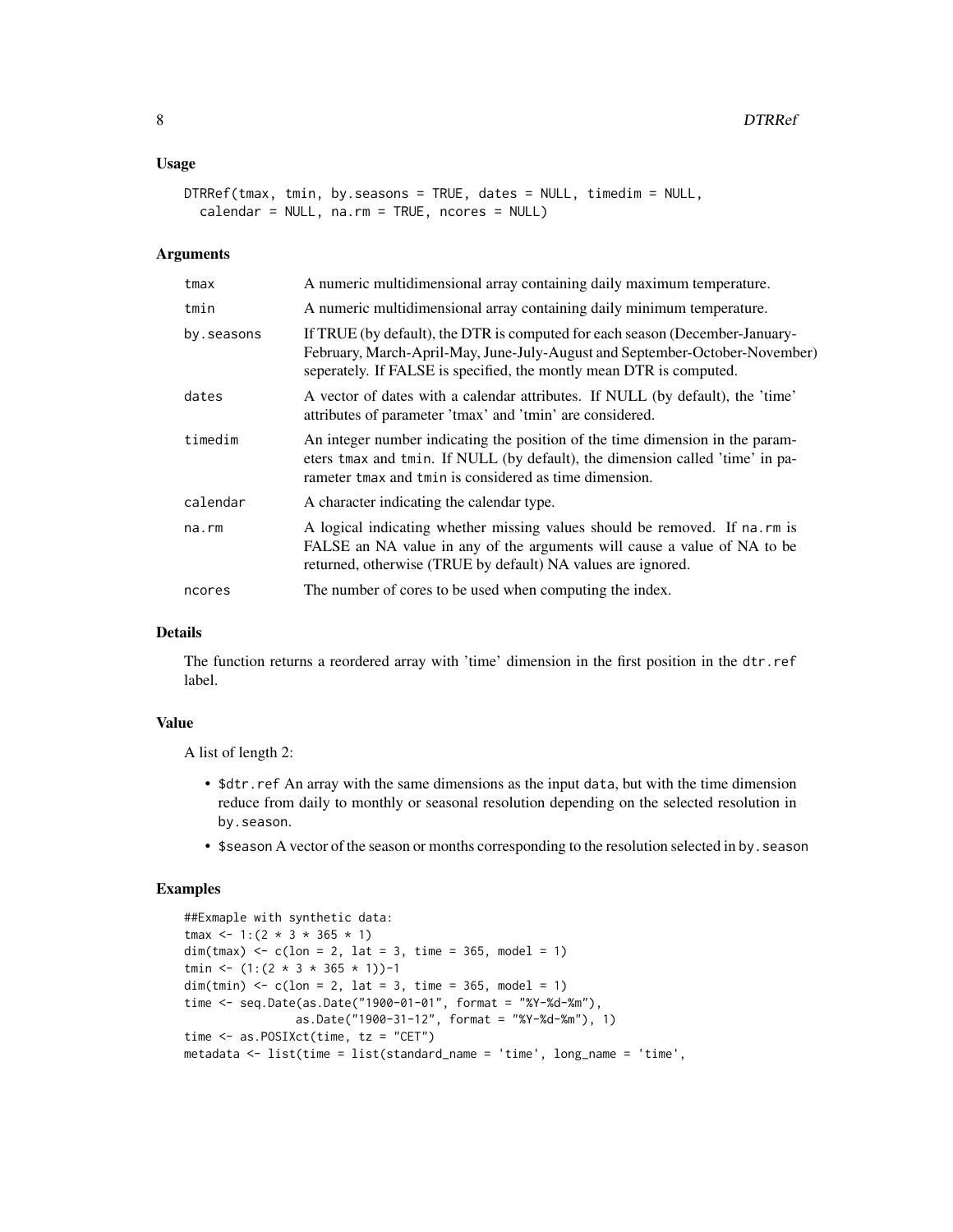### Usage

```
DTRRef(tmax, tmin, by.seasons = TRUE, dates = NULL, timedim = NULL,
  calendar = NULL, na.rm = TRUE, ncores = NULL)
```

### Arguments

| | |
|---|---|
| tmax | A numeric multidimensional array containing daily maximum temperature. |
| tmin | A numeric multidimensional array containing daily minimum temperature. |
| by.seasons | If TRUE (by default), the DTR is computed for each season (December-January-February, March-April-May, June-July-August and September-October-November) seperately. If FALSE is specified, the montly mean DTR is computed. |
| dates | A vector of dates with a calendar attributes. If NULL (by default), the 'time' attributes of parameter 'tmax' and 'tmin' are considered. |
| timedim | An integer number indicating the position of the time dimension in the parameters tmax and tmin. If NULL (by default), the dimension called 'time' in parameter tmax and tmin is considered as time dimension. |
| calendar | A character indicating the calendar type. |
| na.rm | A logical indicating whether missing values should be removed. If na.rm is FALSE an NA value in any of the arguments will cause a value of NA to be returned, otherwise (TRUE by default) NA values are ignored. |
| ncores | The number of cores to be used when computing the index. |

### Details

The function returns a reordered array with 'time' dimension in the first position in the dtr.ref label.

### Value

A list of length 2:

- $dtr.ref An array with the same dimensions as the input data, but with the time dimension reduce from daily to monthly or seasonal resolution depending on the selected resolution in by.season.
- $season A vector of the season or months corresponding to the resolution selected in by.season

### Examples

```
##Exmaple with synthetic data:
tmax <- 1:(2 * 3 * 365 * 1)
dim(tmax) <- c(lon = 2, lat = 3, time = 365, model = 1)
tmin <- (1:(2 * 3 * 365 * 1))-1
dim(tmin) <- c(lon = 2, lat = 3, time = 365, model = 1)
time <- seq.Date(as.Date("1900-01-01", format = "%Y-%d-%m"),
                 as.Date("1900-31-12", format = "%Y-%d-%m"), 1)
time <- as.POSIXct(time, tz = "CET")
metadata <- list(time = list(standard_name = 'time', long_name = 'time',
```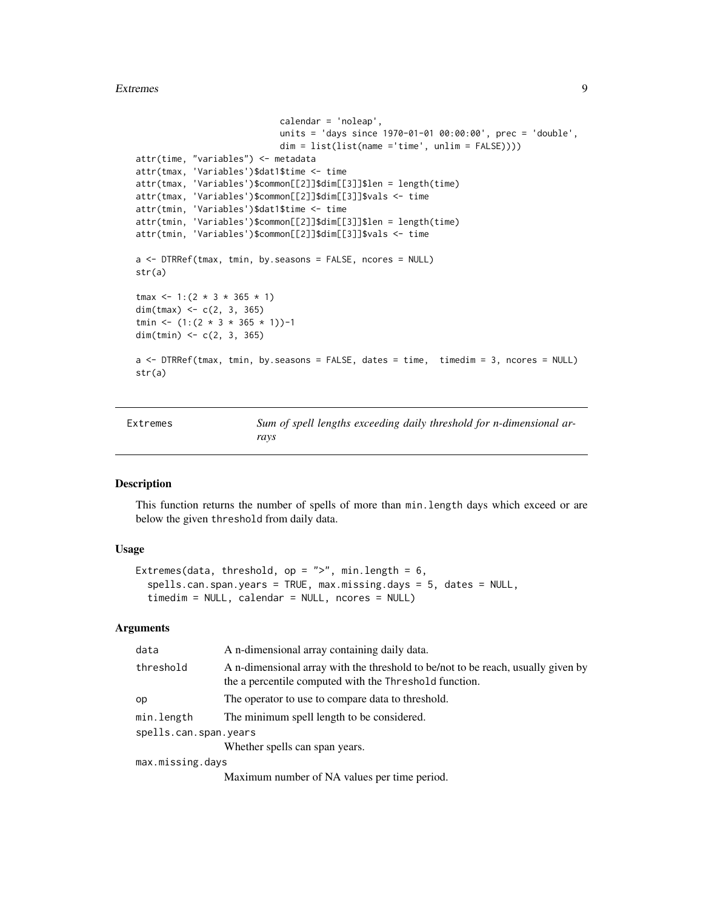```
                             calendar = 'noleap',
                             units = 'days since 1970-01-01 00:00:00', prec = 'double',
                             dim = list(list(name ='time', unlim = FALSE))))
attr(time, "variables") <- metadata
attr(tmax, 'Variables')$dat1$time <- time
attr(tmax, 'Variables')$common[[2]]$dim[[3]]$len = length(time)
attr(tmax, 'Variables')$common[[2]]$dim[[3]]$vals <- time
attr(tmin, 'Variables')$dat1$time <- time
attr(tmin, 'Variables')$common[[2]]$dim[[3]]$len = length(time)
attr(tmin, 'Variables')$common[[2]]$dim[[3]]$vals <- time

a <- DTRRef(tmax, tmin, by.seasons = FALSE, ncores = NULL)
str(a)

tmax <- 1:(2 * 3 * 365 * 1)
dim(tmax) <- c(2, 3, 365)
tmin <- (1:(2 * 3 * 365 * 1))-1
dim(tmin) <- c(2, 3, 365)

a <- DTRRef(tmax, tmin, by.seasons = FALSE, dates = time,  timedim = 3, ncores = NULL)
str(a)
```

---

## Extremes — *Sum of spell lengths exceeding daily threshold for n-dimensional arrays*

---

### Description

This function returns the number of spells of more than `min.length` days which exceed or are below the given `threshold` from daily data.

### Usage

```
Extremes(data, threshold, op = ">", min.length = 6,
  spells.can.span.years = TRUE, max.missing.days = 5, dates = NULL,
  timedim = NULL, calendar = NULL, ncores = NULL)
```

### Arguments

| | |
|---|---|
| `data` | A n-dimensional array containing daily data. |
| `threshold` | A n-dimensional array with the threshold to be/not to be reach, usually given by the a percentile computed with the `Threshold` function. |
| `op` | The operator to use to compare data to threshold. |
| `min.length` | The minimum spell length to be considered. |
| `spells.can.span.years` | Whether spells can span years. |
| `max.missing.days` | Maximum number of NA values per time period. |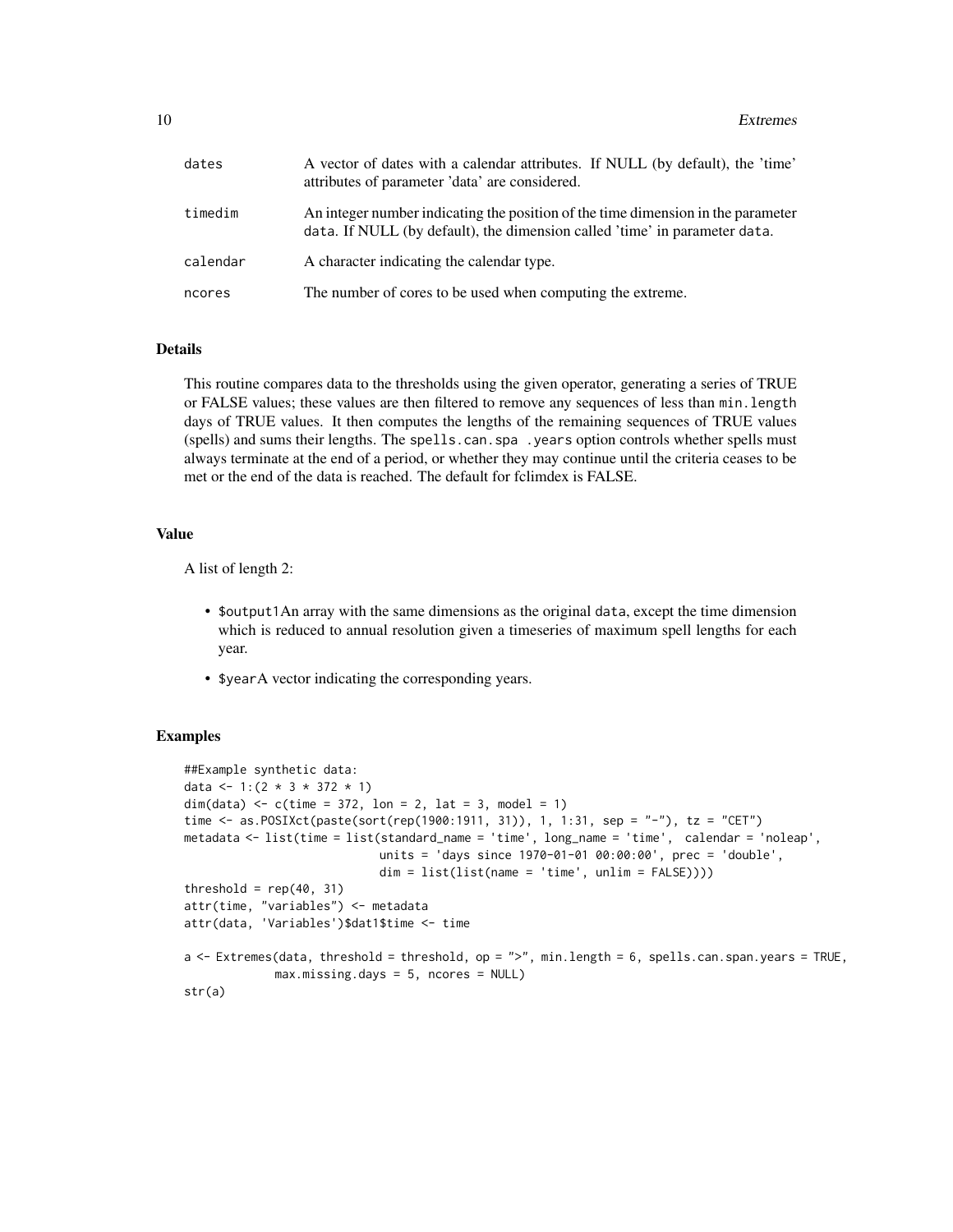| | |
|---|---|
| dates | A vector of dates with a calendar attributes. If NULL (by default), the 'time' attributes of parameter 'data' are considered. |
| timedim | An integer number indicating the position of the time dimension in the parameter data. If NULL (by default), the dimension called 'time' in parameter data. |
| calendar | A character indicating the calendar type. |
| ncores | The number of cores to be used when computing the extreme. |

### Details

This routine compares data to the thresholds using the given operator, generating a series of TRUE or FALSE values; these values are then filtered to remove any sequences of less than min.length days of TRUE values. It then computes the lengths of the remaining sequences of TRUE values (spells) and sums their lengths. The spells.can.spa .years option controls whether spells must always terminate at the end of a period, or whether they may continue until the criteria ceases to be met or the end of the data is reached. The default for fclimdex is FALSE.

### Value

A list of length 2:

- $output1An array with the same dimensions as the original data, except the time dimension which is reduced to annual resolution given a timeseries of maximum spell lengths for each year.
- $yearA vector indicating the corresponding years.

### Examples

```
##Example synthetic data:
data <- 1:(2 * 3 * 372 * 1)
dim(data) <- c(time = 372, lon = 2, lat = 3, model = 1)
time <- as.POSIXct(paste(sort(rep(1900:1911, 31)), 1, 1:31, sep = "-"), tz = "CET")
metadata <- list(time = list(standard_name = 'time', long_name = 'time',  calendar = 'noleap',
                            units = 'days since 1970-01-01 00:00:00', prec = 'double',
                            dim = list(list(name = 'time', unlim = FALSE))))
threshold = rep(40, 31)
attr(time, "variables") <- metadata
attr(data, 'Variables')$dat1$time <- time

a <- Extremes(data, threshold = threshold, op = ">", min.length = 6, spells.can.span.years = TRUE,
             max.missing.days = 5, ncores = NULL)
str(a)
```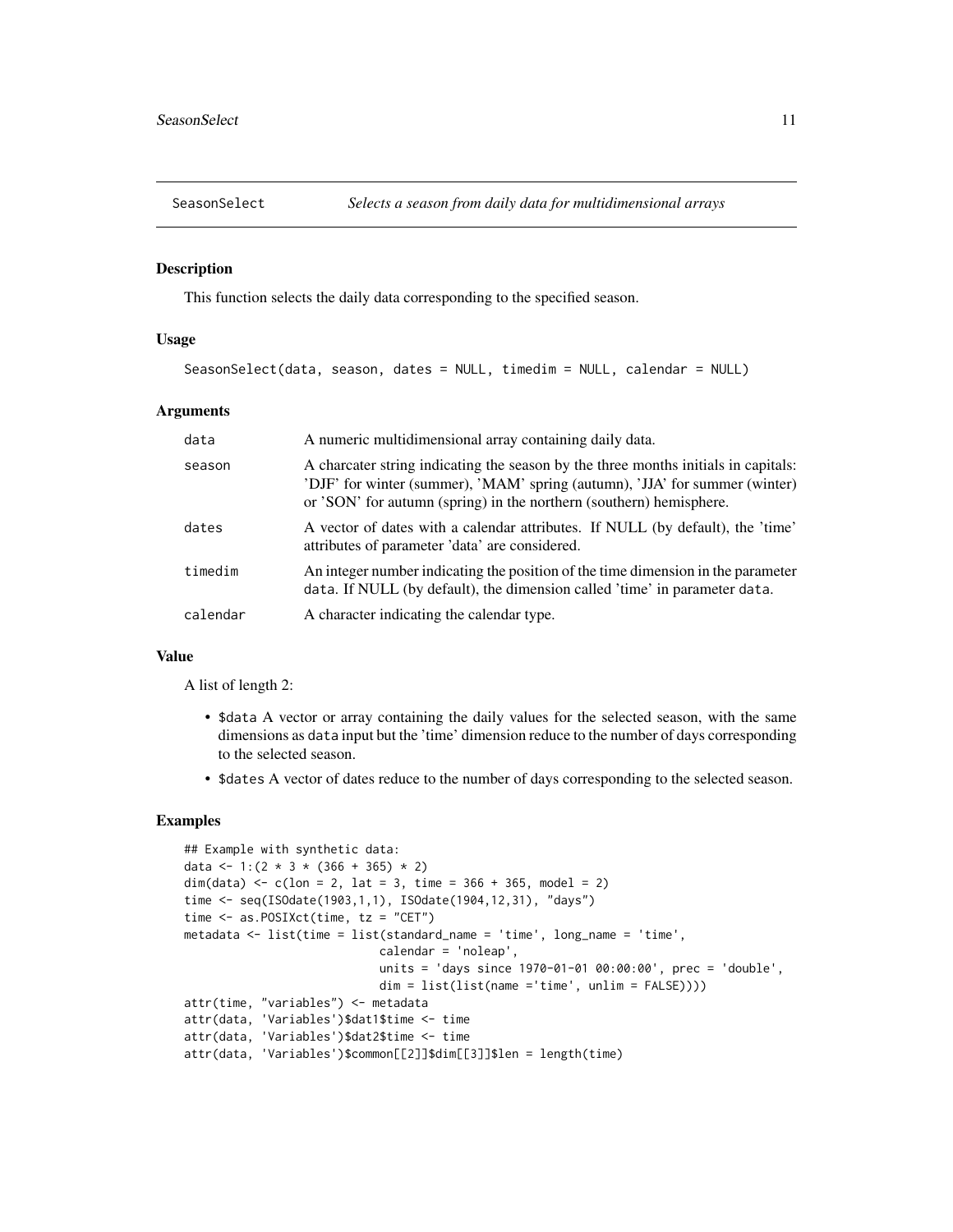## SeasonSelect — *Selects a season from daily data for multidimensional arrays*

### Description

This function selects the daily data corresponding to the specified season.

### Usage

```
SeasonSelect(data, season, dates = NULL, timedim = NULL, calendar = NULL)
```

### Arguments

| | |
|---|---|
| `data` | A numeric multidimensional array containing daily data. |
| `season` | A charcater string indicating the season by the three months initials in capitals: 'DJF' for winter (summer), 'MAM' spring (autumn), 'JJA' for summer (winter) or 'SON' for autumn (spring) in the northern (southern) hemisphere. |
| `dates` | A vector of dates with a calendar attributes. If NULL (by default), the 'time' attributes of parameter 'data' are considered. |
| `timedim` | An integer number indicating the position of the time dimension in the parameter `data`. If NULL (by default), the dimension called 'time' in parameter `data`. |
| `calendar` | A character indicating the calendar type. |

### Value

A list of length 2:

- `$data` A vector or array containing the daily values for the selected season, with the same dimensions as `data` input but the 'time' dimension reduce to the number of days corresponding to the selected season.
- `$dates` A vector of dates reduce to the number of days corresponding to the selected season.

### Examples

```
## Example with synthetic data:
data <- 1:(2 * 3 * (366 + 365) * 2)
dim(data) <- c(lon = 2, lat = 3, time = 366 + 365, model = 2)
time <- seq(ISOdate(1903,1,1), ISOdate(1904,12,31), "days")
time <- as.POSIXct(time, tz = "CET")
metadata <- list(time = list(standard_name = 'time', long_name = 'time',
                             calendar = 'noleap',
                             units = 'days since 1970-01-01 00:00:00', prec = 'double',
                             dim = list(list(name ='time', unlim = FALSE))))
attr(time, "variables") <- metadata
attr(data, 'Variables')$dat1$time <- time
attr(data, 'Variables')$dat2$time <- time
attr(data, 'Variables')$common[[2]]$dim[[3]]$len = length(time)
```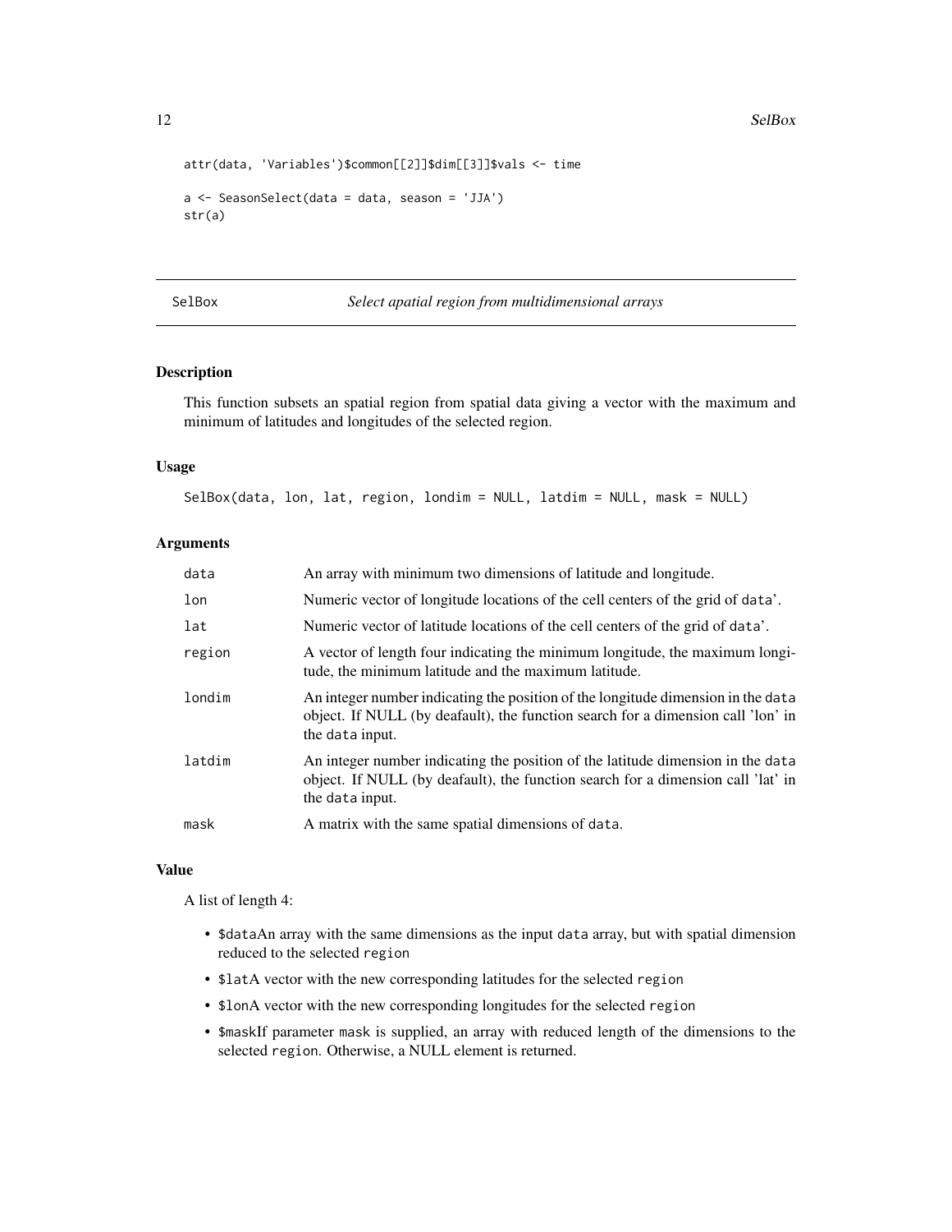```
attr(data, 'Variables')$common[[2]]$dim[[3]]$vals <- time

a <- SeasonSelect(data = data, season = 'JJA')
str(a)
```

---

SelBox *Select apatial region from multidimensional arrays*

---

## Description

This function subsets an spatial region from spatial data giving a vector with the maximum and minimum of latitudes and longitudes of the selected region.

## Usage

```
SelBox(data, lon, lat, region, londim = NULL, latdim = NULL, mask = NULL)
```

## Arguments

| | |
|---|---|
| data | An array with minimum two dimensions of latitude and longitude. |
| lon | Numeric vector of longitude locations of the cell centers of the grid of data'. |
| lat | Numeric vector of latitude locations of the cell centers of the grid of data'. |
| region | A vector of length four indicating the minimum longitude, the maximum longitude, the minimum latitude and the maximum latitude. |
| londim | An integer number indicating the position of the longitude dimension in the data object. If NULL (by deafault), the function search for a dimension call 'lon' in the data input. |
| latdim | An integer number indicating the position of the latitude dimension in the data object. If NULL (by deafault), the function search for a dimension call 'lat' in the data input. |
| mask | A matrix with the same spatial dimensions of data. |

## Value

A list of length 4:

- $dataAn array with the same dimensions as the input data array, but with spatial dimension reduced to the selected region
- $latA vector with the new corresponding latitudes for the selected region
- $lonA vector with the new corresponding longitudes for the selected region
- $maskIf parameter mask is supplied, an array with reduced length of the dimensions to the selected region. Otherwise, a NULL element is returned.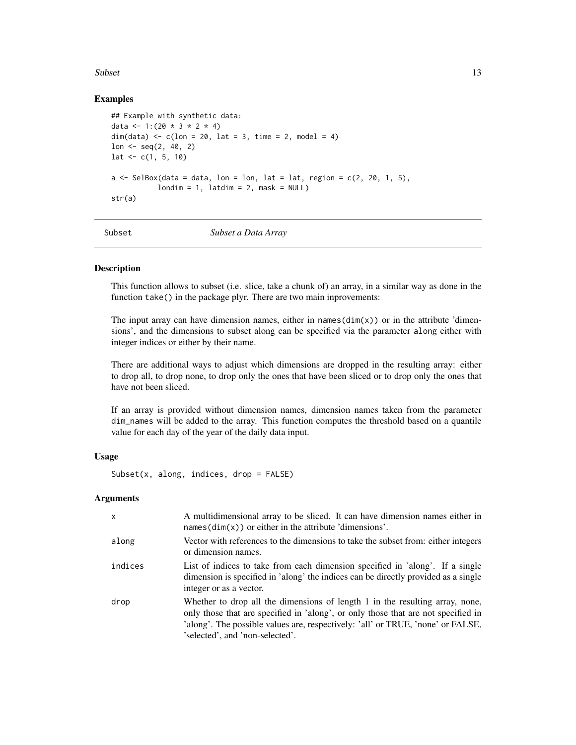## Examples

```
## Example with synthetic data:
data <- 1:(20 * 3 * 2 * 4)
dim(data) <- c(lon = 20, lat = 3, time = 2, model = 4)
lon <- seq(2, 40, 2)
lat <- c(1, 5, 10)

a <- SelBox(data = data, lon = lon, lat = lat, region = c(2, 20, 1, 5),
           londim = 1, latdim = 2, mask = NULL)
str(a)
```

---

# Subset — *Subset a Data Array*

---

## Description

This function allows to subset (i.e. slice, take a chunk of) an array, in a similar way as done in the function `take()` in the package plyr. There are two main inprovements:

The input array can have dimension names, either in `names(dim(x))` or in the attribute 'dimensions', and the dimensions to subset along can be specified via the parameter `along` either with integer indices or either by their name.

There are additional ways to adjust which dimensions are dropped in the resulting array: either to drop all, to drop none, to drop only the ones that have been sliced or to drop only the ones that have not been sliced.

If an array is provided without dimension names, dimension names taken from the parameter `dim_names` will be added to the array. This function computes the threshold based on a quantile value for each day of the year of the daily data input.

## Usage

```
Subset(x, along, indices, drop = FALSE)
```

## Arguments

| | |
|---|---|
| `x` | A multidimensional array to be sliced. It can have dimension names either in `names(dim(x))` or either in the attribute 'dimensions'. |
| `along` | Vector with references to the dimensions to take the subset from: either integers or dimension names. |
| `indices` | List of indices to take from each dimension specified in 'along'. If a single dimension is specified in 'along' the indices can be directly provided as a single integer or as a vector. |
| `drop` | Whether to drop all the dimensions of length 1 in the resulting array, none, only those that are specified in 'along', or only those that are not specified in 'along'. The possible values are, respectively: 'all' or TRUE, 'none' or FALSE, 'selected', and 'non-selected'. |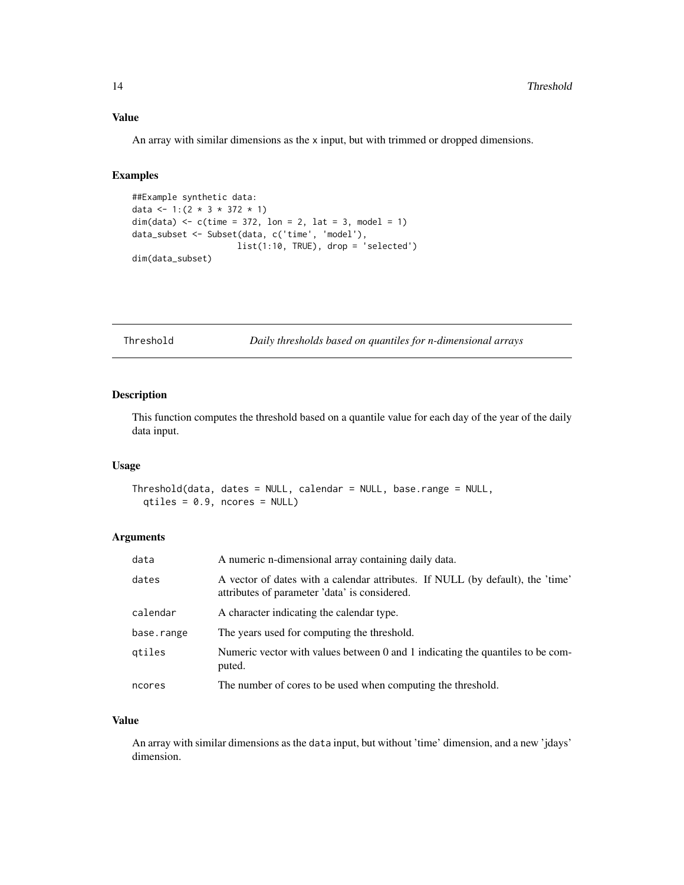### Value

An array with similar dimensions as the x input, but with trimmed or dropped dimensions.

### Examples

```
##Example synthetic data:
data <- 1:(2 * 3 * 372 * 1)
dim(data) <- c(time = 372, lon = 2, lat = 3, model = 1)
data_subset <- Subset(data, c('time', 'model'),
                      list(1:10, TRUE), drop = 'selected')
dim(data_subset)
```

---

## Threshold — *Daily thresholds based on quantiles for n-dimensional arrays*

---

### Description

This function computes the threshold based on a quantile value for each day of the year of the daily data input.

### Usage

```
Threshold(data, dates = NULL, calendar = NULL, base.range = NULL,
  qtiles = 0.9, ncores = NULL)
```

### Arguments

| | |
|---|---|
| data | A numeric n-dimensional array containing daily data. |
| dates | A vector of dates with a calendar attributes. If NULL (by default), the 'time' attributes of parameter 'data' is considered. |
| calendar | A character indicating the calendar type. |
| base.range | The years used for computing the threshold. |
| qtiles | Numeric vector with values between 0 and 1 indicating the quantiles to be computed. |
| ncores | The number of cores to be used when computing the threshold. |

### Value

An array with similar dimensions as the data input, but without 'time' dimension, and a new 'jdays' dimension.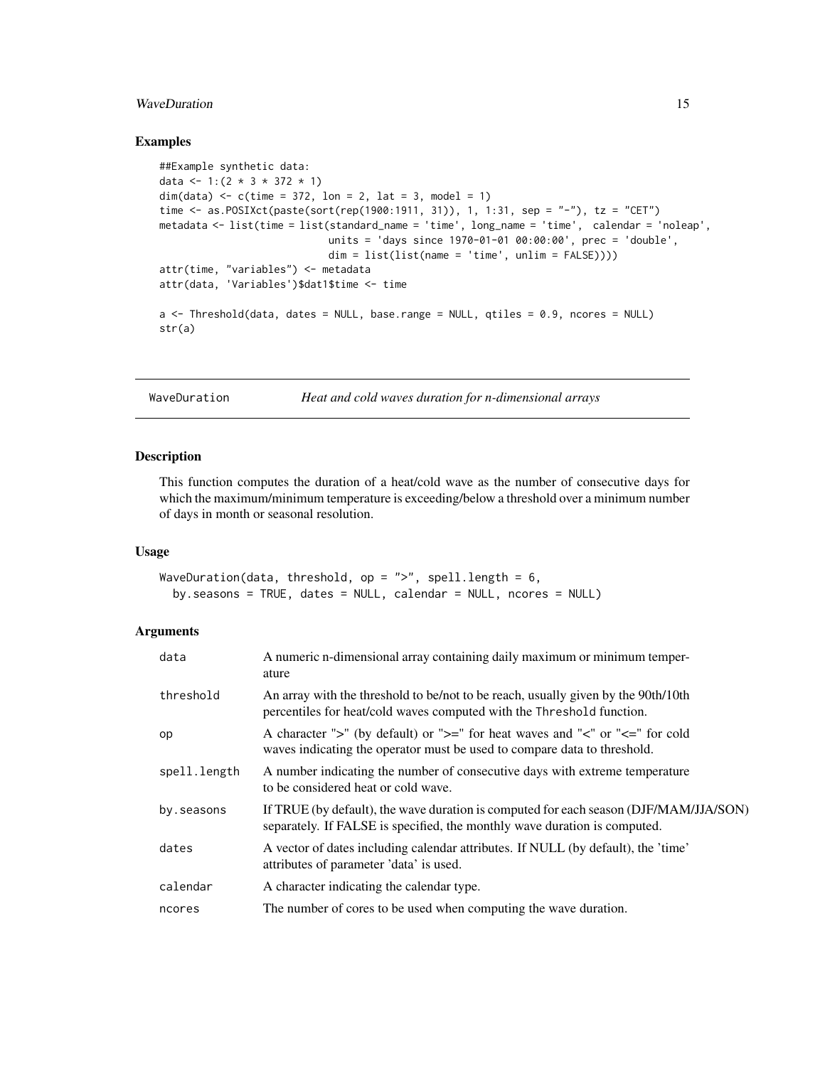## Examples

```
##Example synthetic data:
data <- 1:(2 * 3 * 372 * 1)
dim(data) <- c(time = 372, lon = 2, lat = 3, model = 1)
time <- as.POSIXct(paste(sort(rep(1900:1911, 31)), 1, 1:31, sep = "-"), tz = "CET")
metadata <- list(time = list(standard_name = 'time', long_name = 'time',  calendar = 'noleap',
                             units = 'days since 1970-01-01 00:00:00', prec = 'double',
                             dim = list(list(name = 'time', unlim = FALSE))))
attr(time, "variables") <- metadata
attr(data, 'Variables')$dat1$time <- time

a <- Threshold(data, dates = NULL, base.range = NULL, qtiles = 0.9, ncores = NULL)
str(a)
```

---

# WaveDuration — *Heat and cold waves duration for n-dimensional arrays*

## Description

This function computes the duration of a heat/cold wave as the number of consecutive days for which the maximum/minimum temperature is exceeding/below a threshold over a minimum number of days in month or seasonal resolution.

## Usage

```
WaveDuration(data, threshold, op = ">", spell.length = 6,
  by.seasons = TRUE, dates = NULL, calendar = NULL, ncores = NULL)
```

## Arguments

| Argument | Description |
|---|---|
| data | A numeric n-dimensional array containing daily maximum or minimum temperature |
| threshold | An array with the threshold to be/not to be reach, usually given by the 90th/10th percentiles for heat/cold waves computed with the Threshold function. |
| op | A character ">" (by default) or ">=" for heat waves and "<" or "<=" for cold waves indicating the operator must be used to compare data to threshold. |
| spell.length | A number indicating the number of consecutive days with extreme temperature to be considered heat or cold wave. |
| by.seasons | If TRUE (by default), the wave duration is computed for each season (DJF/MAM/JJA/SON) separately. If FALSE is specified, the monthly wave duration is computed. |
| dates | A vector of dates including calendar attributes. If NULL (by default), the 'time' attributes of parameter 'data' is used. |
| calendar | A character indicating the calendar type. |
| ncores | The number of cores to be used when computing the wave duration. |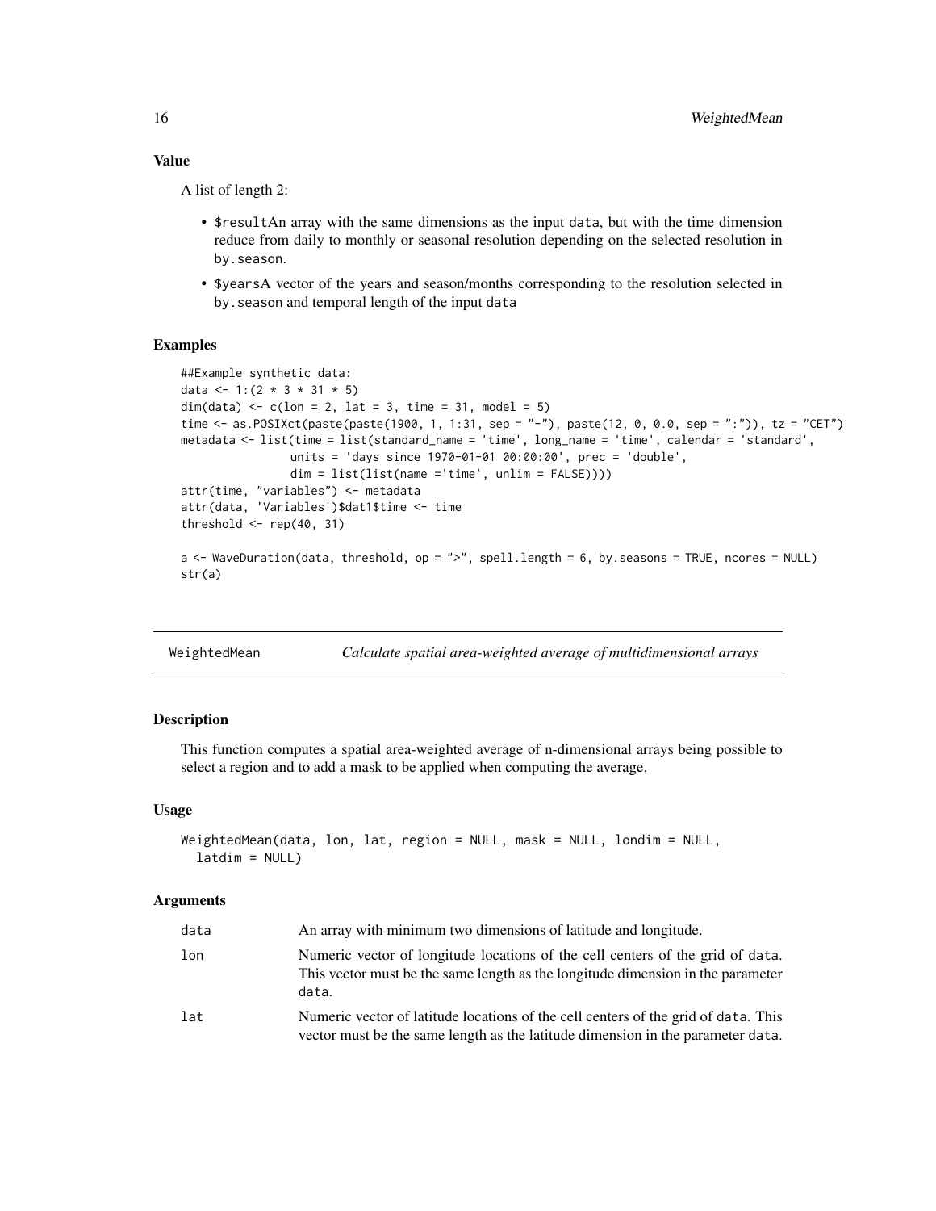### Value

A list of length 2:

- $resultAn array with the same dimensions as the input data, but with the time dimension reduce from daily to monthly or seasonal resolution depending on the selected resolution in by.season.
- $yearsA vector of the years and season/months corresponding to the resolution selected in by.season and temporal length of the input data

### Examples

```
##Example synthetic data:
data <- 1:(2 * 3 * 31 * 5)
dim(data) <- c(lon = 2, lat = 3, time = 31, model = 5)
time <- as.POSIXct(paste(paste(1900, 1, 1:31, sep = "-"), paste(12, 0, 0.0, sep = ":")), tz = "CET")
metadata <- list(time = list(standard_name = 'time', long_name = 'time', calendar = 'standard',
                 units = 'days since 1970-01-01 00:00:00', prec = 'double',
                 dim = list(list(name ='time', unlim = FALSE))))
attr(time, "variables") <- metadata
attr(data, 'Variables')$dat1$time <- time
threshold <- rep(40, 31)

a <- WaveDuration(data, threshold, op = ">", spell.length = 6, by.seasons = TRUE, ncores = NULL)
str(a)
```

---

## WeightedMean — *Calculate spatial area-weighted average of multidimensional arrays*

### Description

This function computes a spatial area-weighted average of n-dimensional arrays being possible to select a region and to add a mask to be applied when computing the average.

### Usage

```
WeightedMean(data, lon, lat, region = NULL, mask = NULL, londim = NULL,
  latdim = NULL)
```

### Arguments

| | |
|---|---|
| data | An array with minimum two dimensions of latitude and longitude. |
| lon | Numeric vector of longitude locations of the cell centers of the grid of data. This vector must be the same length as the longitude dimension in the parameter data. |
| lat | Numeric vector of latitude locations of the cell centers of the grid of data. This vector must be the same length as the latitude dimension in the parameter data. |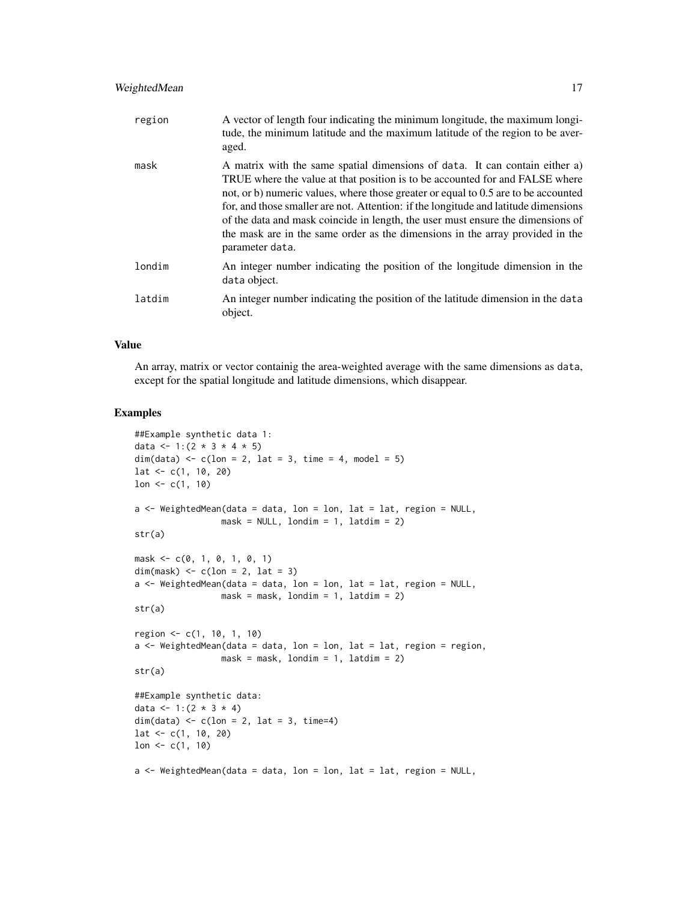| | |
|---|---|
| region | A vector of length four indicating the minimum longitude, the maximum longitude, the minimum latitude and the maximum latitude of the region to be averaged. |
| mask | A matrix with the same spatial dimensions of `data`. It can contain either a) TRUE where the value at that position is to be accounted for and FALSE where not, or b) numeric values, where those greater or equal to 0.5 are to be accounted for, and those smaller are not. Attention: if the longitude and latitude dimensions of the data and mask coincide in length, the user must ensure the dimensions of the mask are in the same order as the dimensions in the array provided in the parameter `data`. |
| londim | An integer number indicating the position of the longitude dimension in the `data` object. |
| latdim | An integer number indicating the position of the latitude dimension in the `data` object. |

## Value

An array, matrix or vector containig the area-weighted average with the same dimensions as `data`, except for the spatial longitude and latitude dimensions, which disappear.

## Examples

```
##Example synthetic data 1:
data <- 1:(2 * 3 * 4 * 5)
dim(data) <- c(lon = 2, lat = 3, time = 4, model = 5)
lat <- c(1, 10, 20)
lon <- c(1, 10)

a <- WeightedMean(data = data, lon = lon, lat = lat, region = NULL,
                  mask = NULL, londim = 1, latdim = 2)
str(a)

mask <- c(0, 1, 0, 1, 0, 1)
dim(mask) <- c(lon = 2, lat = 3)
a <- WeightedMean(data = data, lon = lon, lat = lat, region = NULL,
                  mask = mask, londim = 1, latdim = 2)
str(a)

region <- c(1, 10, 1, 10)
a <- WeightedMean(data = data, lon = lon, lat = lat, region = region,
                  mask = mask, londim = 1, latdim = 2)
str(a)

##Example synthetic data:
data <- 1:(2 * 3 * 4)
dim(data) <- c(lon = 2, lat = 3, time=4)
lat <- c(1, 10, 20)
lon <- c(1, 10)

a <- WeightedMean(data = data, lon = lon, lat = lat, region = NULL,
```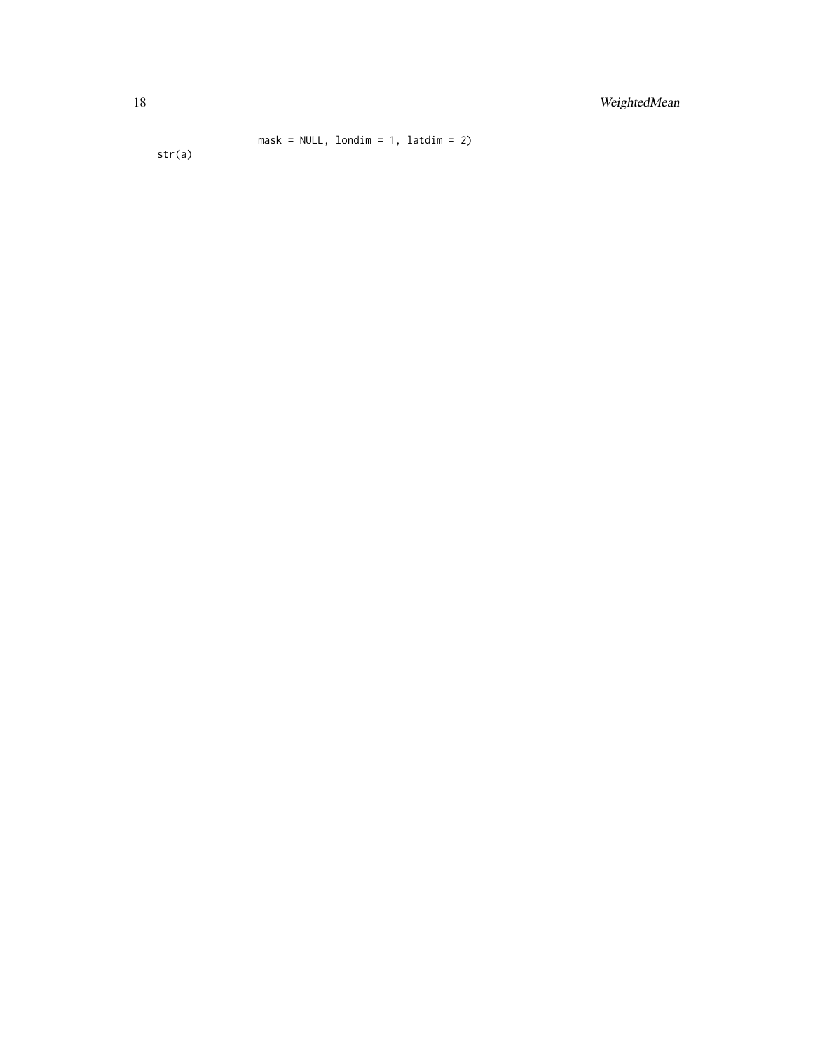```
                 mask = NULL, londim = 1, latdim = 2)
str(a)
```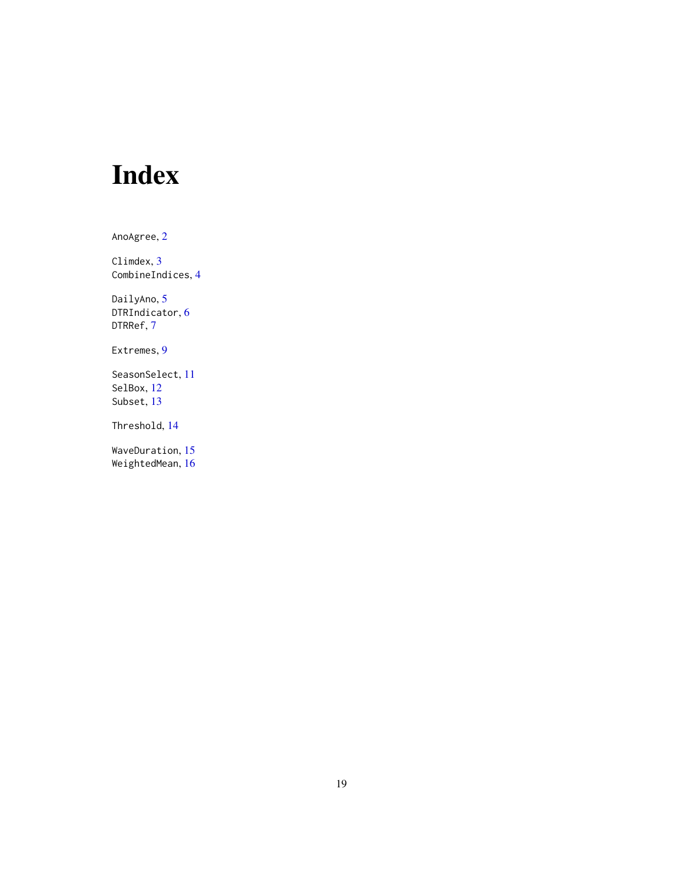# Index

AnoAgree, 2

Climdex, 3
CombineIndices, 4

DailyAno, 5
DTRIndicator, 6
DTRRef, 7

Extremes, 9

SeasonSelect, 11
SelBox, 12
Subset, 13

Threshold, 14

WaveDuration, 15
WeightedMean, 16